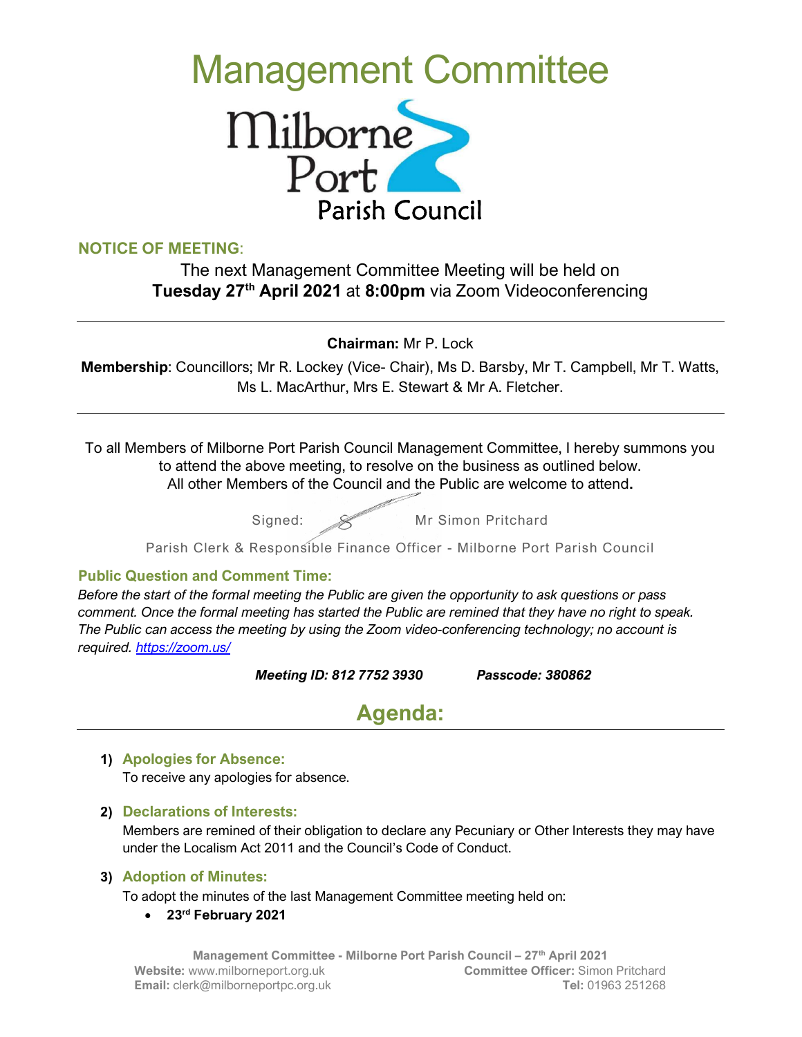# Management Committee

Milborne Port Parish Council

**NOTICE OF MEETING**:

The next Management Committee Meeting will be held on **Tuesday 27th April 2021** at **8:00pm** via Zoom Videoconferencing

---

**Chairman:** Mr P. Lock

**Membership**: Councillors; Mr R. Lockey (Vice- Chair), Ms D. Barsby, Mr T. Campbell, Mr T. Watts, Ms L. MacArthur, Mrs E. Stewart & Mr A. Fletcher.

---

To all Members of Milborne Port Parish Council Management Committee, I hereby summons you to attend the above meeting, to resolve on the business as outlined below. All other Members of the Council and the Public are welcome to attend**.**

Signed: Mr Simon Pritchard

Parish Clerk & Responsible Finance Officer - Milborne Port Parish Council

### Public Question and Comment Time:

*Before the start of the formal meeting the Public are given the opportunity to ask questions or pass comment. Once the formal meeting has started the Public are remined that they have no right to speak. The Public can access the meeting by using the Zoom video-conferencing technology; no account is required. [https://zoom.us/](https://zoom.us/)*

***Meeting ID: 812 7752 3930*** ***Passcode: 380862***

## Agenda:

1) **Apologies for Absence:**
   To receive any apologies for absence.

2) **Declarations of Interests:**
   Members are remined of their obligation to declare any Pecuniary or Other Interests they may have under the Localism Act 2011 and the Council's Code of Conduct.

3) **Adoption of Minutes:**
   To adopt the minutes of the last Management Committee meeting held on:
   - **23rd February 2021**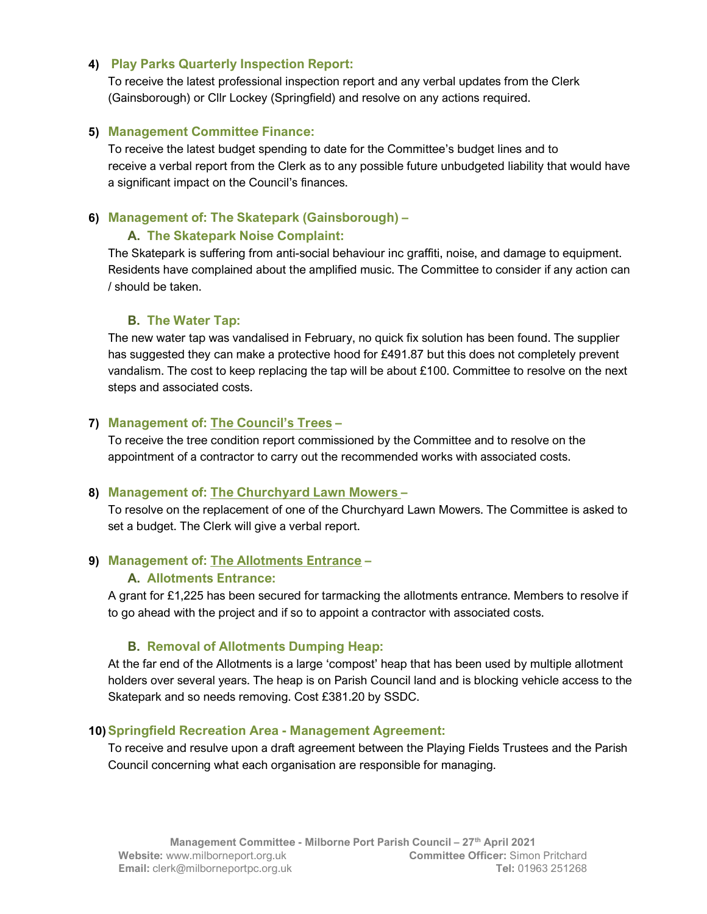**4) Play Parks Quarterly Inspection Report:**

To receive the latest professional inspection report and any verbal updates from the Clerk (Gainsborough) or Cllr Lockey (Springfield) and resolve on any actions required.

**5) Management Committee Finance:**

To receive the latest budget spending to date for the Committee's budget lines and to receive a verbal report from the Clerk as to any possible future unbudgeted liability that would have a significant impact on the Council's finances.

**6) Management of: The Skatepark (Gainsborough) –**

**A. The Skatepark Noise Complaint:**

The Skatepark is suffering from anti-social behaviour inc graffiti, noise, and damage to equipment. Residents have complained about the amplified music. The Committee to consider if any action can / should be taken.

**B. The Water Tap:**

The new water tap was vandalised in February, no quick fix solution has been found. The supplier has suggested they can make a protective hood for £491.87 but this does not completely prevent vandalism. The cost to keep replacing the tap will be about £100. Committee to resolve on the next steps and associated costs.

**7) Management of: The Council's Trees –**

To receive the tree condition report commissioned by the Committee and to resolve on the appointment of a contractor to carry out the recommended works with associated costs.

**8) Management of: The Churchyard Lawn Mowers –**

To resolve on the replacement of one of the Churchyard Lawn Mowers. The Committee is asked to set a budget. The Clerk will give a verbal report.

**9) Management of: The Allotments Entrance –**

**A. Allotments Entrance:**

A grant for £1,225 has been secured for tarmacking the allotments entrance. Members to resolve if to go ahead with the project and if so to appoint a contractor with associated costs.

**B. Removal of Allotments Dumping Heap:**

At the far end of the Allotments is a large 'compost' heap that has been used by multiple allotment holders over several years. The heap is on Parish Council land and is blocking vehicle access to the Skatepark and so needs removing. Cost £381.20 by SSDC.

**10) Springfield Recreation Area - Management Agreement:**

To receive and resulve upon a draft agreement between the Playing Fields Trustees and the Parish Council concerning what each organisation are responsible for managing.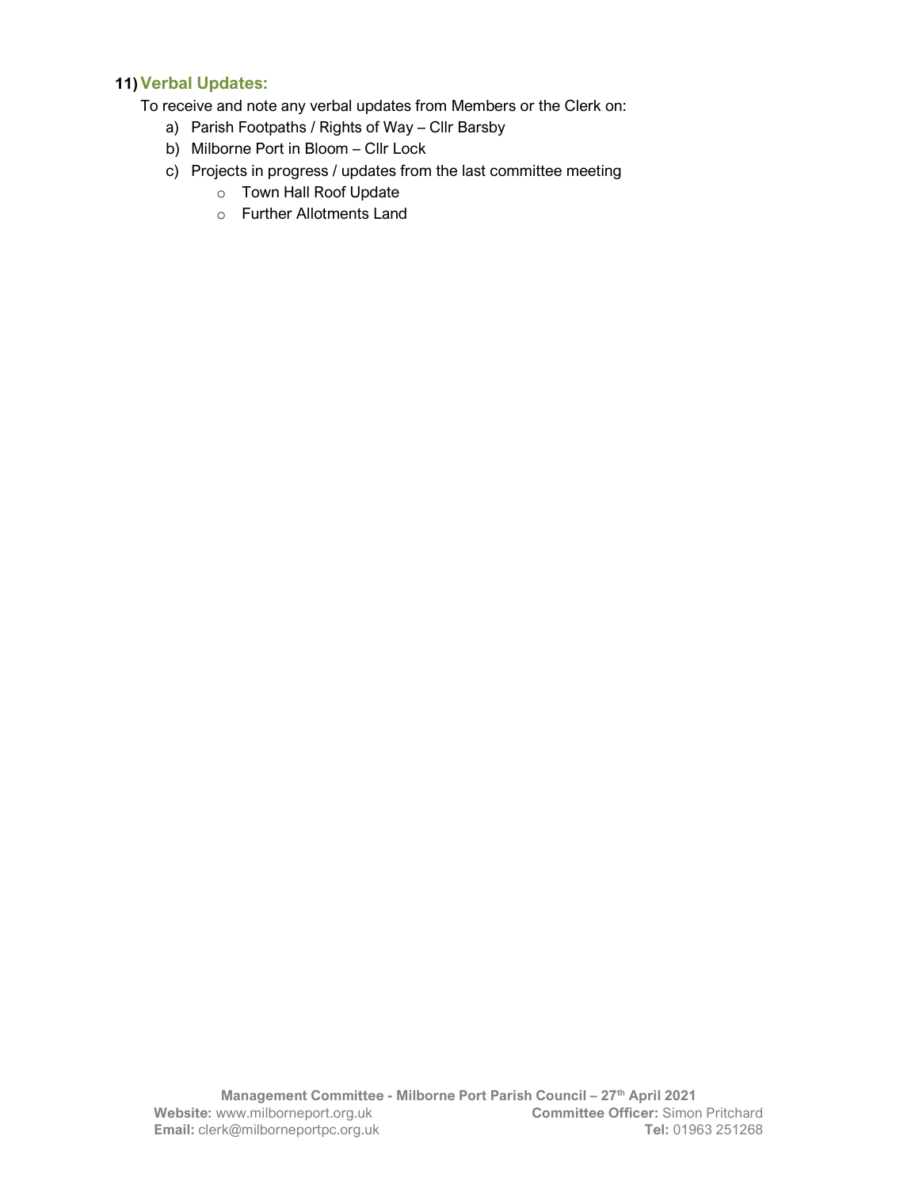## 11) Verbal Updates:

To receive and note any verbal updates from Members or the Clerk on:

a) Parish Footpaths / Rights of Way – Cllr Barsby
b) Milborne Port in Bloom – Cllr Lock
c) Projects in progress / updates from the last committee meeting
   - Town Hall Roof Update
   - Further Allotments Land